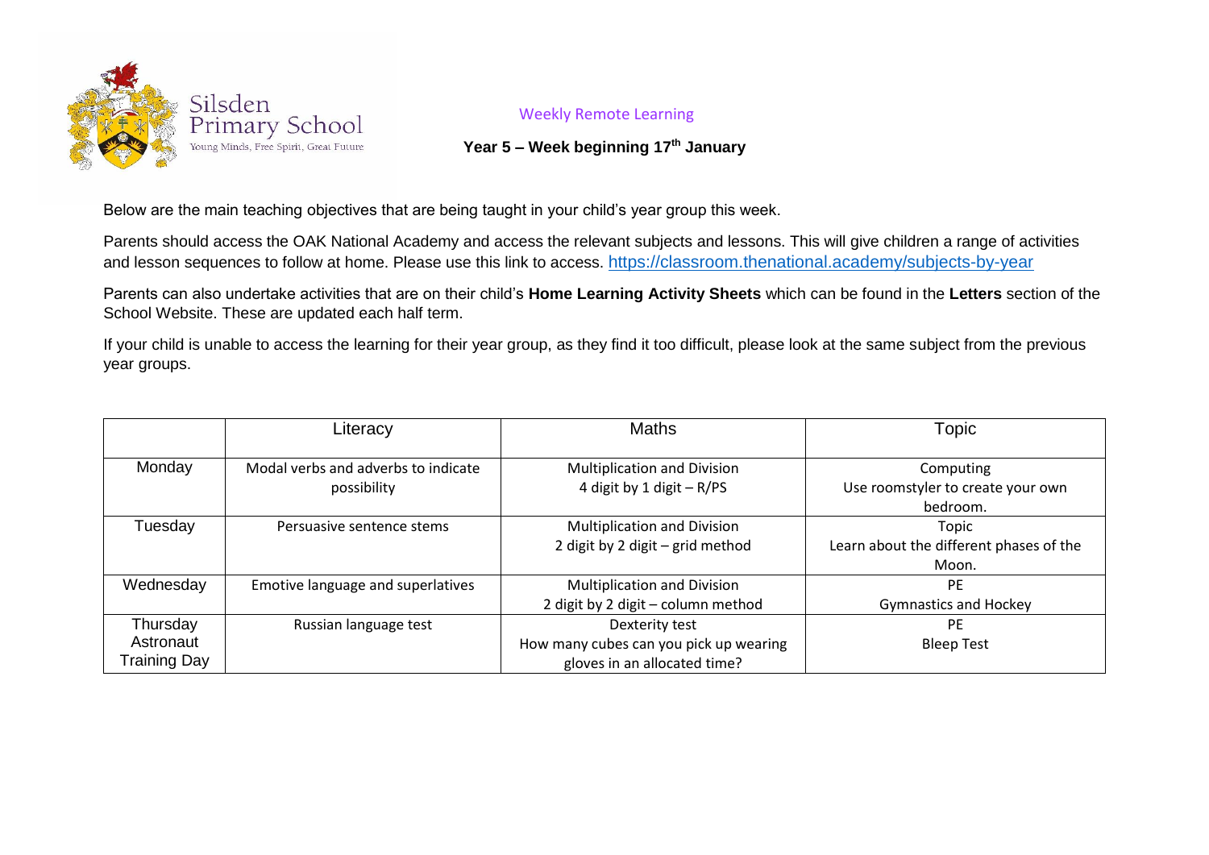Silsden Primary School

Young Minds, Free Spirit, Great Future

Weekly Remote Learning

**Year 5 – Week beginning 17th January**

Below are the main teaching objectives that are being taught in your child's year group this week.

Parents should access the OAK National Academy and access the relevant subjects and lessons. This will give children a range of activities and lesson sequences to follow at home. Please use this link to access. https://classroom.thenational.academy/subjects-by-year

Parents can also undertake activities that are on their child's **Home Learning Activity Sheets** which can be found in the **Letters** section of the School Website. These are updated each half term.

If your child is unable to access the learning for their year group, as they find it too difficult, please look at the same subject from the previous year groups.

| | Literacy | Maths | Topic |
|---|---|---|---|
| Monday | Modal verbs and adverbs to indicate possibility | Multiplication and Division<br>4 digit by 1 digit – R/PS | Computing<br>Use roomstyler to create your own bedroom. |
| Tuesday | Persuasive sentence stems | Multiplication and Division<br>2 digit by 2 digit – grid method | Topic<br>Learn about the different phases of the Moon. |
| Wednesday | Emotive language and superlatives | Multiplication and Division<br>2 digit by 2 digit – column method | PE<br>Gymnastics and Hockey |
| Thursday<br>Astronaut<br>Training Day | Russian language test | Dexterity test<br>How many cubes can you pick up wearing gloves in an allocated time? | PE<br>Bleep Test |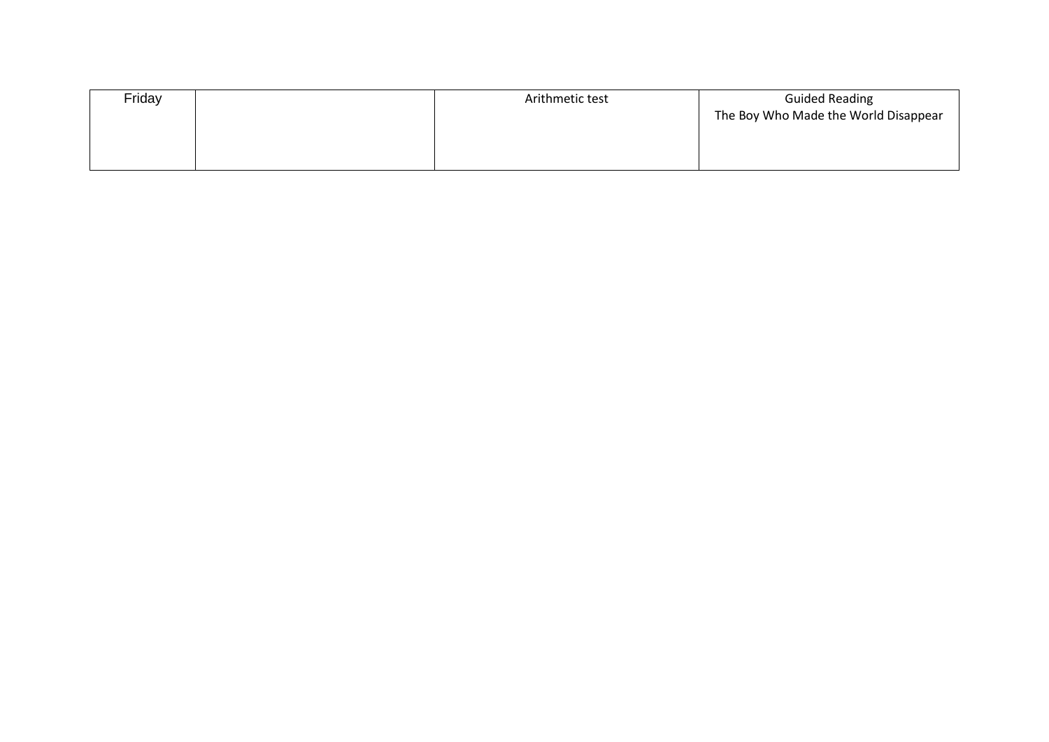| | | | |
|---|---|---|---|
| Friday | | Arithmetic test | Guided Reading<br>The Boy Who Made the World Disappear |